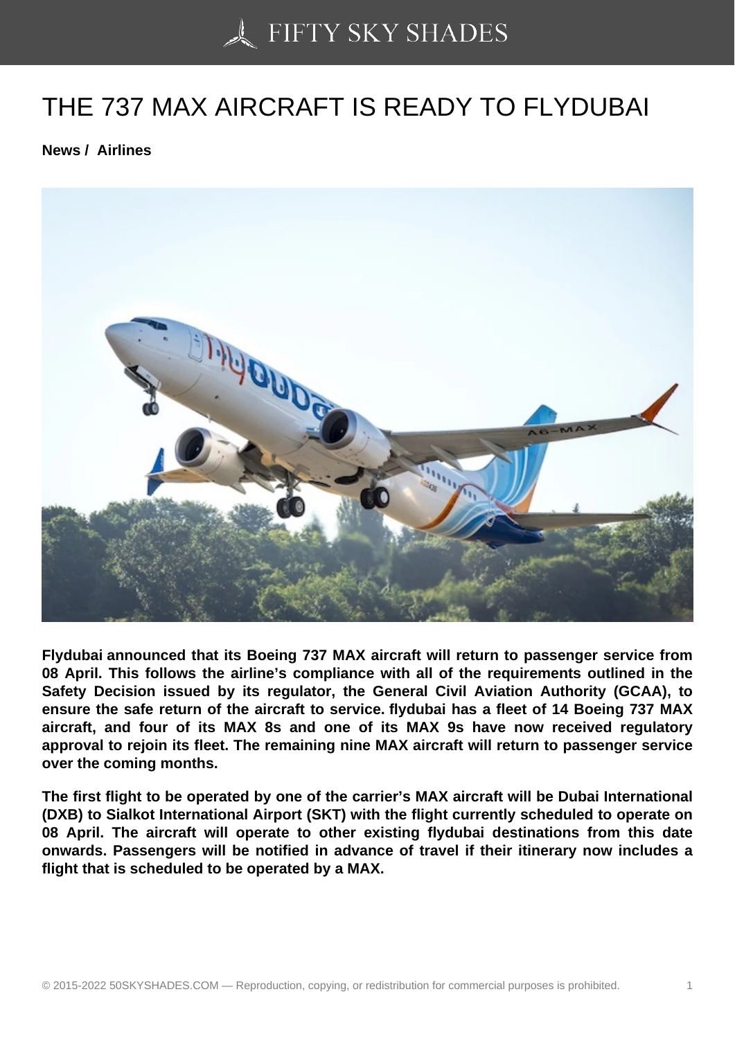# THE 737 MAX AIRCRAFT IS READY TO FLYDUBAI

**News / Airlines**

**Flydubai announced that its Boeing 737 MAX aircraft will return to passenger service from 08 April. This follows the airline's compliance with all of the requirements outlined in the Safety Decision issued by its regulator, the General Civil Aviation Authority (GCAA), to ensure the safe return of the aircraft to service. flydubai has a fleet of 14 Boeing 737 MAX aircraft, and four of its MAX 8s and one of its MAX 9s have now received regulatory approval to rejoin its fleet. The remaining nine MAX aircraft will return to passenger service over the coming months.**

**The first flight to be operated by one of the carrier's MAX aircraft will be Dubai International (DXB) to Sialkot International Airport (SKT) with the flight currently scheduled to operate on 08 April. The aircraft will operate to other existing flydubai destinations from this date onwards. Passengers will be notified in advance of travel if their itinerary now includes a flight that is scheduled to be operated by a MAX.**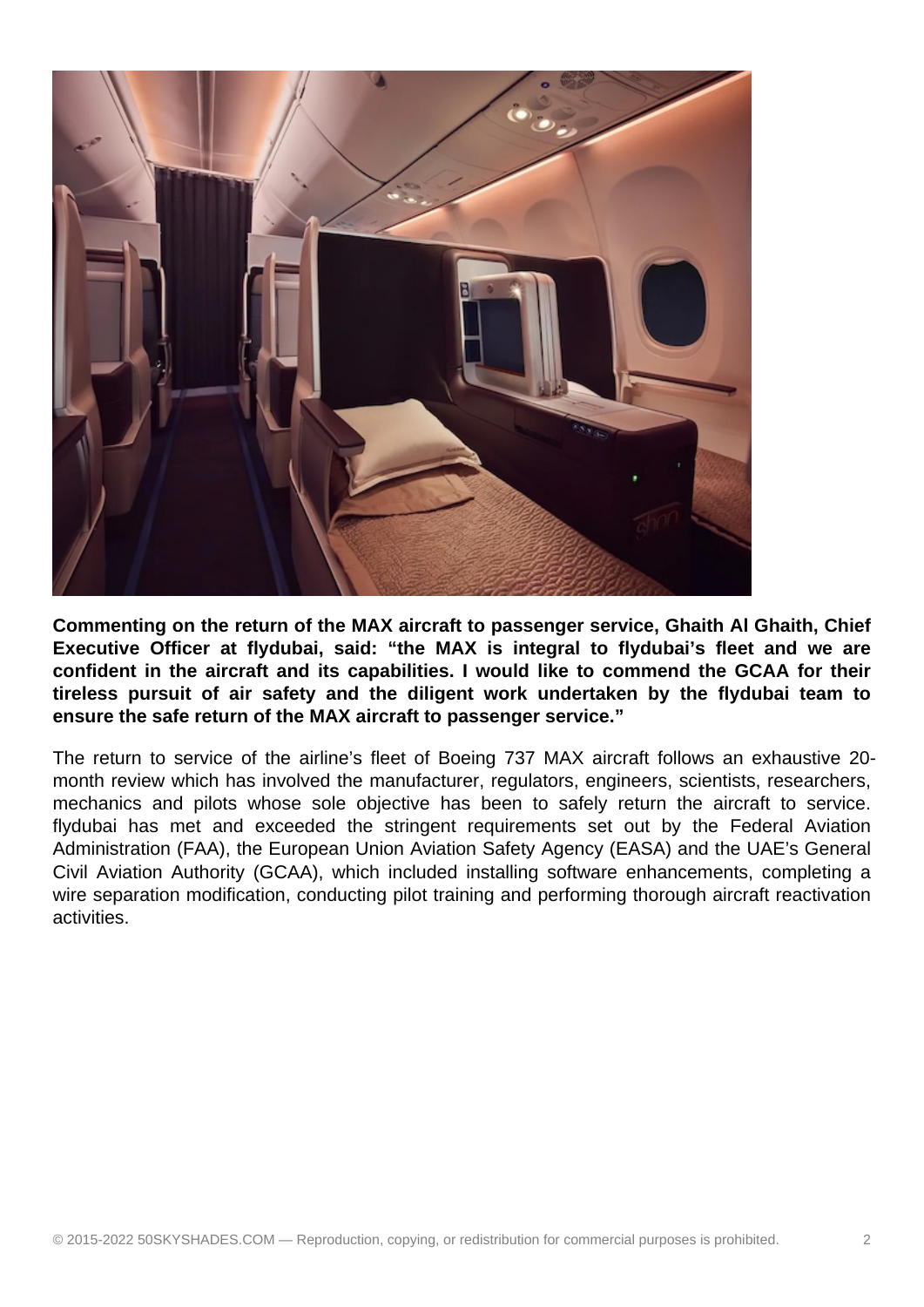**Commenting on the return of the MAX aircraft to passenger service, Ghaith Al Ghaith, Chief Executive Officer at flydubai, said: "the MAX is integral to flydubai's fleet and we are confident in the aircraft and its capabilities. I would like to commend the GCAA for their tireless pursuit of air safety and the diligent work undertaken by the flydubai team to ensure the safe return of the MAX aircraft to passenger service."**

The return to service of the airline's fleet of Boeing 737 MAX aircraft follows an exhaustive 20-month review which has involved the manufacturer, regulators, engineers, scientists, researchers, mechanics and pilots whose sole objective has been to safely return the aircraft to service. flydubai has met and exceeded the stringent requirements set out by the Federal Aviation Administration (FAA), the European Union Aviation Safety Agency (EASA) and the UAE's General Civil Aviation Authority (GCAA), which included installing software enhancements, completing a wire separation modification, conducting pilot training and performing thorough aircraft reactivation activities.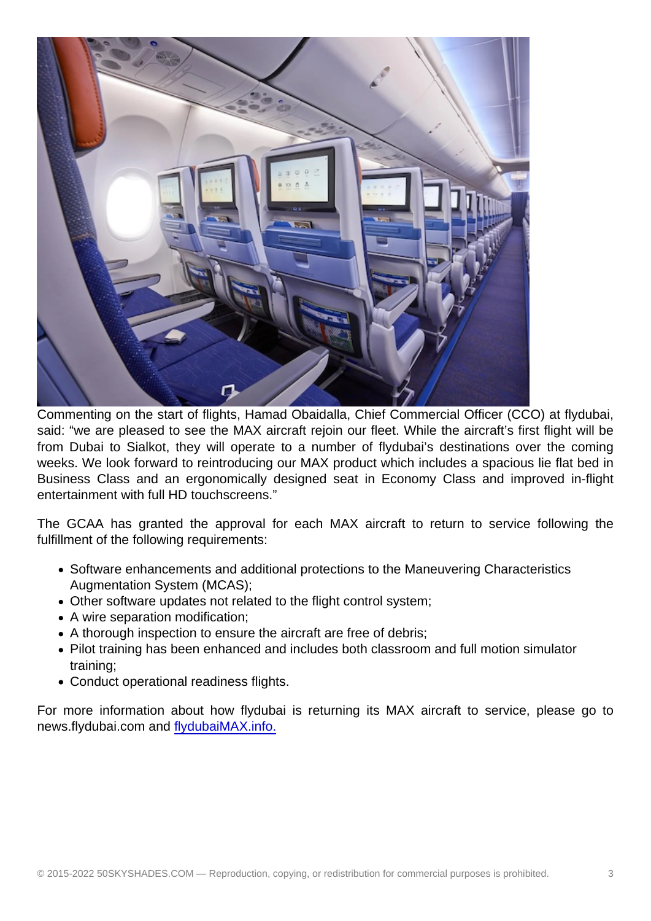Commenting on the start of flights, Hamad Obaidalla, Chief Commercial Officer (CCO) at flydubai, said: “we are pleased to see the MAX aircraft rejoin our fleet. While the aircraft’s first flight will be from Dubai to Sialkot, they will operate to a number of flydubai’s destinations over the coming weeks. We look forward to reintroducing our MAX product which includes a spacious lie flat bed in Business Class and an ergonomically designed seat in Economy Class and improved in-flight entertainment with full HD touchscreens.”

The GCAA has granted the approval for each MAX aircraft to return to service following the fulfillment of the following requirements:

- Software enhancements and additional protections to the Maneuvering Characteristics Augmentation System (MCAS);
- Other software updates not related to the flight control system;
- A wire separation modification;
- A thorough inspection to ensure the aircraft are free of debris;
- Pilot training has been enhanced and includes both classroom and full motion simulator training;
- Conduct operational readiness flights.

For more information about how flydubai is returning its MAX aircraft to service, please go to news.flydubai.com and [flydubaiMAX.info.](flydubaiMAX.info)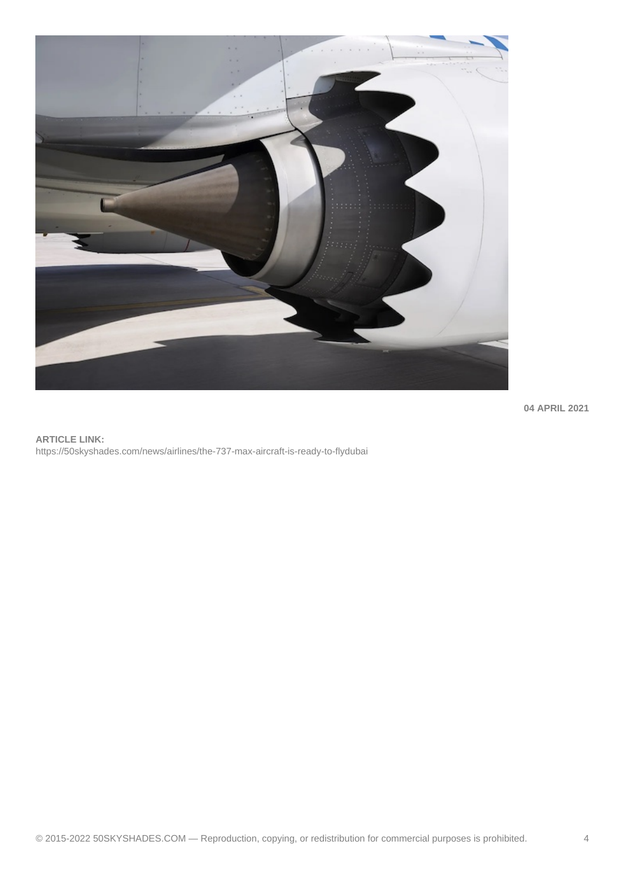04 APRIL 2021

**ARTICLE LINK:**
https://50skyshades.com/news/airlines/the-737-max-aircraft-is-ready-to-flydubai

© 2015-2022 50SKYSHADES.COM — Reproduction, copying, or redistribution for commercial purposes is prohibited.